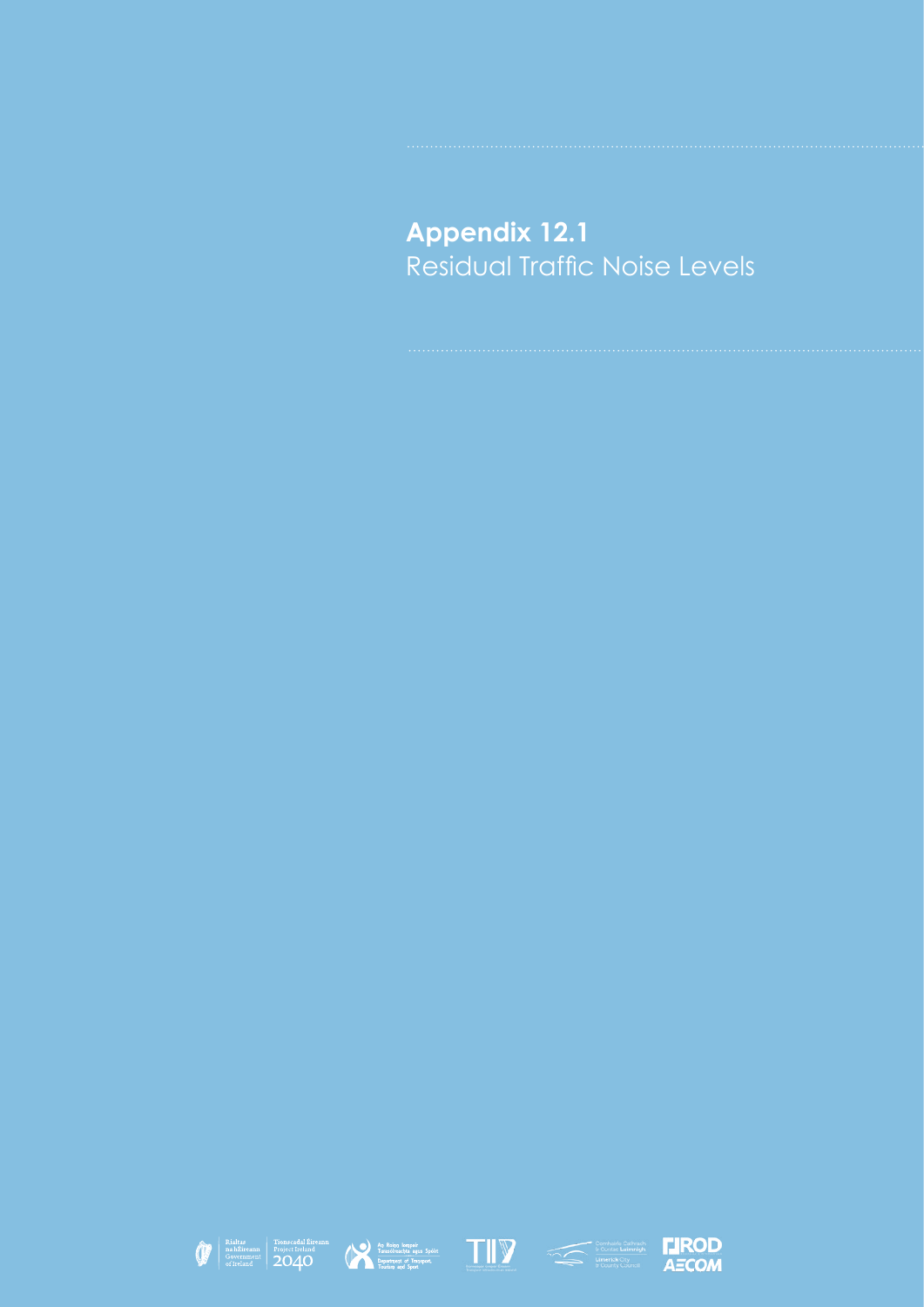# Appendix 12.1

Residual Traffic Noise Levels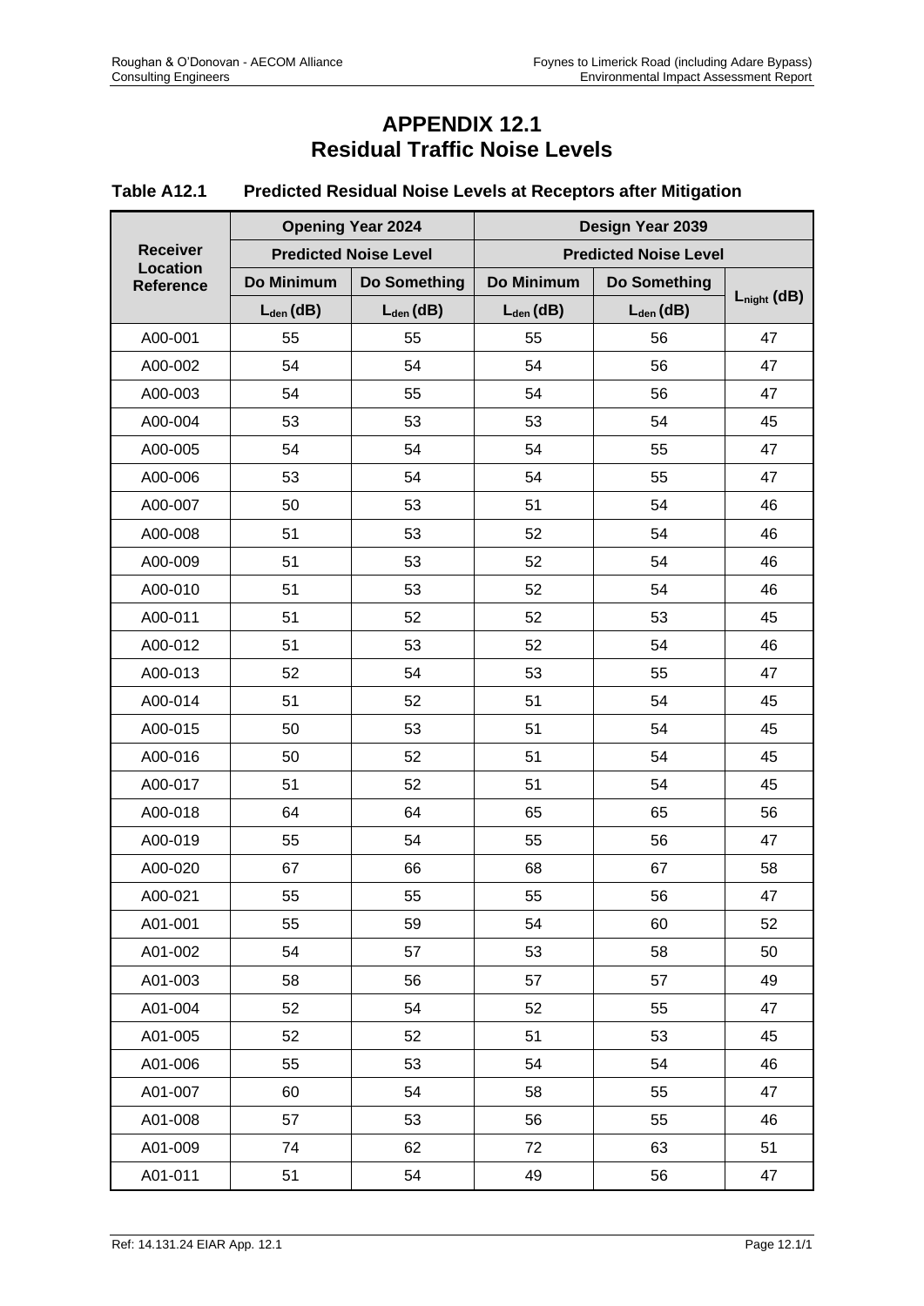# APPENDIX 12.1
# Residual Traffic Noise Levels

**Table A12.1 Predicted Residual Noise Levels at Receptors after Mitigation**

| Receiver Location Reference | Opening Year 2024 | | Design Year 2039 | | |
|---|---|---|---|---|---|
| | Predicted Noise Level | | Predicted Noise Level | | |
| | Do Minimum | Do Something | Do Minimum | Do Something | $L_{night}$ (dB) |
| | $L_{den}$ (dB) | $L_{den}$ (dB) | $L_{den}$ (dB) | $L_{den}$ (dB) | |
| A00-001 | 55 | 55 | 55 | 56 | 47 |
| A00-002 | 54 | 54 | 54 | 56 | 47 |
| A00-003 | 54 | 55 | 54 | 56 | 47 |
| A00-004 | 53 | 53 | 53 | 54 | 45 |
| A00-005 | 54 | 54 | 54 | 55 | 47 |
| A00-006 | 53 | 54 | 54 | 55 | 47 |
| A00-007 | 50 | 53 | 51 | 54 | 46 |
| A00-008 | 51 | 53 | 52 | 54 | 46 |
| A00-009 | 51 | 53 | 52 | 54 | 46 |
| A00-010 | 51 | 53 | 52 | 54 | 46 |
| A00-011 | 51 | 52 | 52 | 53 | 45 |
| A00-012 | 51 | 53 | 52 | 54 | 46 |
| A00-013 | 52 | 54 | 53 | 55 | 47 |
| A00-014 | 51 | 52 | 51 | 54 | 45 |
| A00-015 | 50 | 53 | 51 | 54 | 45 |
| A00-016 | 50 | 52 | 51 | 54 | 45 |
| A00-017 | 51 | 52 | 51 | 54 | 45 |
| A00-018 | 64 | 64 | 65 | 65 | 56 |
| A00-019 | 55 | 54 | 55 | 56 | 47 |
| A00-020 | 67 | 66 | 68 | 67 | 58 |
| A00-021 | 55 | 55 | 55 | 56 | 47 |
| A01-001 | 55 | 59 | 54 | 60 | 52 |
| A01-002 | 54 | 57 | 53 | 58 | 50 |
| A01-003 | 58 | 56 | 57 | 57 | 49 |
| A01-004 | 52 | 54 | 52 | 55 | 47 |
| A01-005 | 52 | 52 | 51 | 53 | 45 |
| A01-006 | 55 | 53 | 54 | 54 | 46 |
| A01-007 | 60 | 54 | 58 | 55 | 47 |
| A01-008 | 57 | 53 | 56 | 55 | 46 |
| A01-009 | 74 | 62 | 72 | 63 | 51 |
| A01-011 | 51 | 54 | 49 | 56 | 47 |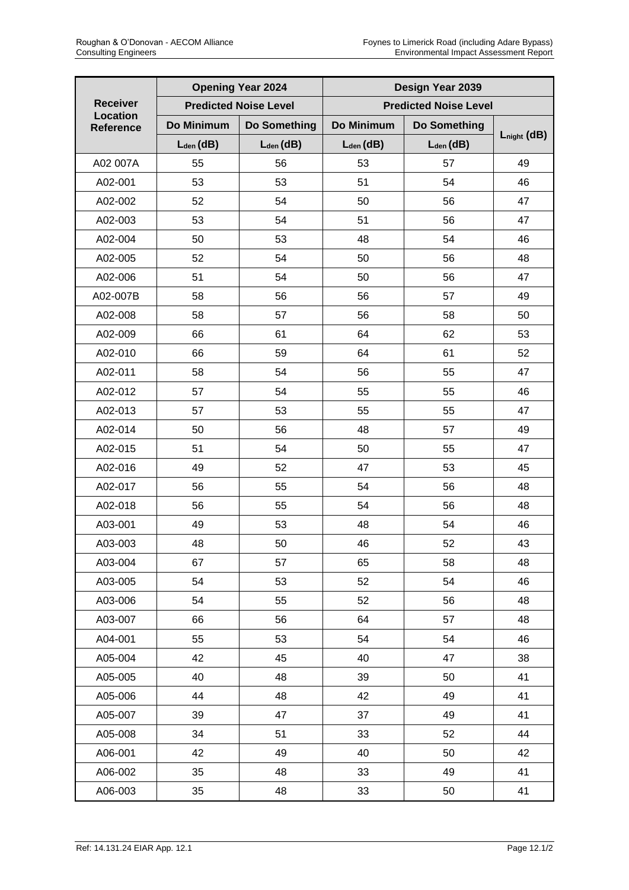| Receiver Location Reference | Opening Year 2024 | | Design Year 2039 | | |
|---|---|---|---|---|---|
| | Predicted Noise Level | | Predicted Noise Level | | |
| | Do Minimum | Do Something | Do Minimum | Do Something | $L_{night}$ (dB) |
| | $L_{den}$ (dB) | $L_{den}$ (dB) | $L_{den}$ (dB) | $L_{den}$ (dB) | |
| A02 007A | 55 | 56 | 53 | 57 | 49 |
| A02-001 | 53 | 53 | 51 | 54 | 46 |
| A02-002 | 52 | 54 | 50 | 56 | 47 |
| A02-003 | 53 | 54 | 51 | 56 | 47 |
| A02-004 | 50 | 53 | 48 | 54 | 46 |
| A02-005 | 52 | 54 | 50 | 56 | 48 |
| A02-006 | 51 | 54 | 50 | 56 | 47 |
| A02-007B | 58 | 56 | 56 | 57 | 49 |
| A02-008 | 58 | 57 | 56 | 58 | 50 |
| A02-009 | 66 | 61 | 64 | 62 | 53 |
| A02-010 | 66 | 59 | 64 | 61 | 52 |
| A02-011 | 58 | 54 | 56 | 55 | 47 |
| A02-012 | 57 | 54 | 55 | 55 | 46 |
| A02-013 | 57 | 53 | 55 | 55 | 47 |
| A02-014 | 50 | 56 | 48 | 57 | 49 |
| A02-015 | 51 | 54 | 50 | 55 | 47 |
| A02-016 | 49 | 52 | 47 | 53 | 45 |
| A02-017 | 56 | 55 | 54 | 56 | 48 |
| A02-018 | 56 | 55 | 54 | 56 | 48 |
| A03-001 | 49 | 53 | 48 | 54 | 46 |
| A03-003 | 48 | 50 | 46 | 52 | 43 |
| A03-004 | 67 | 57 | 65 | 58 | 48 |
| A03-005 | 54 | 53 | 52 | 54 | 46 |
| A03-006 | 54 | 55 | 52 | 56 | 48 |
| A03-007 | 66 | 56 | 64 | 57 | 48 |
| A04-001 | 55 | 53 | 54 | 54 | 46 |
| A05-004 | 42 | 45 | 40 | 47 | 38 |
| A05-005 | 40 | 48 | 39 | 50 | 41 |
| A05-006 | 44 | 48 | 42 | 49 | 41 |
| A05-007 | 39 | 47 | 37 | 49 | 41 |
| A05-008 | 34 | 51 | 33 | 52 | 44 |
| A06-001 | 42 | 49 | 40 | 50 | 42 |
| A06-002 | 35 | 48 | 33 | 49 | 41 |
| A06-003 | 35 | 48 | 33 | 50 | 41 |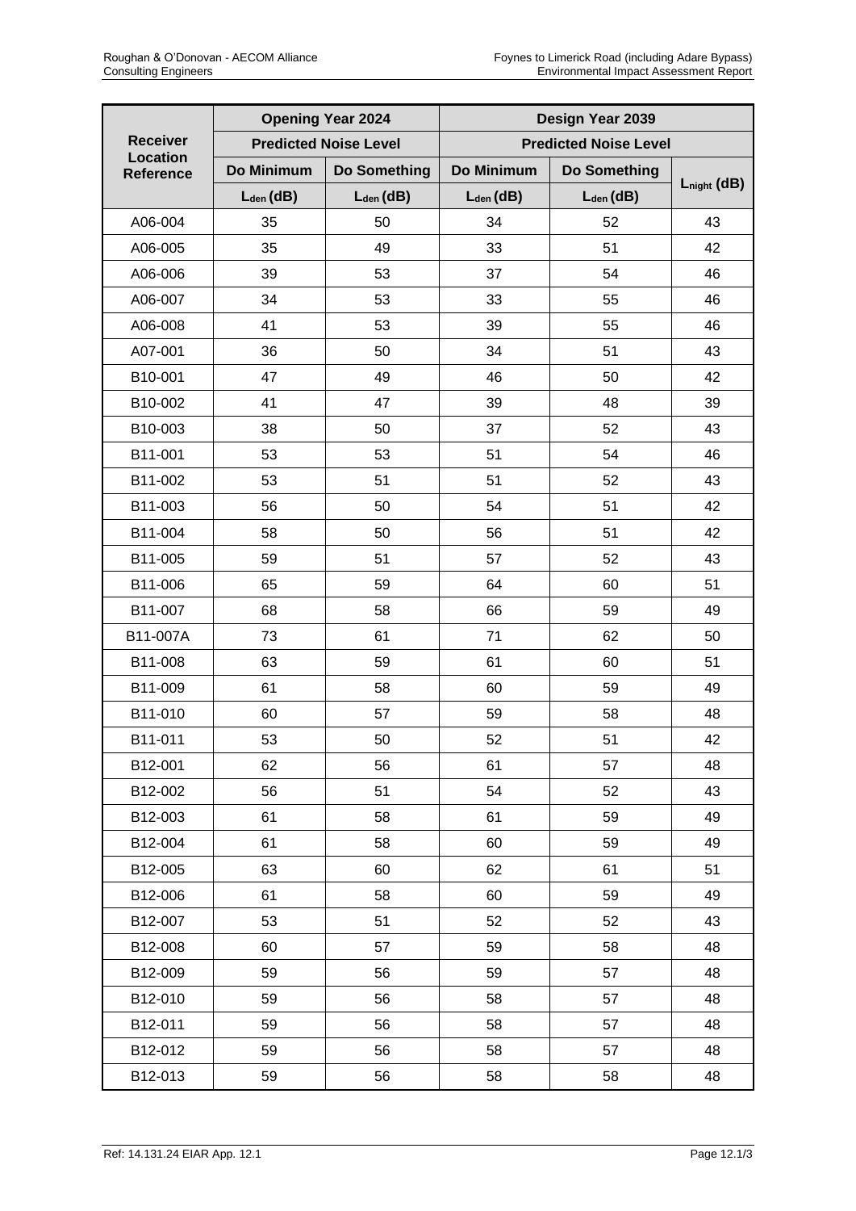| Receiver Location Reference | Opening Year 2024 | | Design Year 2039 | | |
|---|---|---|---|---|---|
| | Predicted Noise Level | | Predicted Noise Level | | |
| | Do Minimum | Do Something | Do Minimum | Do Something | $L_{night}$ (dB) |
| | $L_{den}$ (dB) | $L_{den}$ (dB) | $L_{den}$ (dB) | $L_{den}$ (dB) | |
| A06-004 | 35 | 50 | 34 | 52 | 43 |
| A06-005 | 35 | 49 | 33 | 51 | 42 |
| A06-006 | 39 | 53 | 37 | 54 | 46 |
| A06-007 | 34 | 53 | 33 | 55 | 46 |
| A06-008 | 41 | 53 | 39 | 55 | 46 |
| A07-001 | 36 | 50 | 34 | 51 | 43 |
| B10-001 | 47 | 49 | 46 | 50 | 42 |
| B10-002 | 41 | 47 | 39 | 48 | 39 |
| B10-003 | 38 | 50 | 37 | 52 | 43 |
| B11-001 | 53 | 53 | 51 | 54 | 46 |
| B11-002 | 53 | 51 | 51 | 52 | 43 |
| B11-003 | 56 | 50 | 54 | 51 | 42 |
| B11-004 | 58 | 50 | 56 | 51 | 42 |
| B11-005 | 59 | 51 | 57 | 52 | 43 |
| B11-006 | 65 | 59 | 64 | 60 | 51 |
| B11-007 | 68 | 58 | 66 | 59 | 49 |
| B11-007A | 73 | 61 | 71 | 62 | 50 |
| B11-008 | 63 | 59 | 61 | 60 | 51 |
| B11-009 | 61 | 58 | 60 | 59 | 49 |
| B11-010 | 60 | 57 | 59 | 58 | 48 |
| B11-011 | 53 | 50 | 52 | 51 | 42 |
| B12-001 | 62 | 56 | 61 | 57 | 48 |
| B12-002 | 56 | 51 | 54 | 52 | 43 |
| B12-003 | 61 | 58 | 61 | 59 | 49 |
| B12-004 | 61 | 58 | 60 | 59 | 49 |
| B12-005 | 63 | 60 | 62 | 61 | 51 |
| B12-006 | 61 | 58 | 60 | 59 | 49 |
| B12-007 | 53 | 51 | 52 | 52 | 43 |
| B12-008 | 60 | 57 | 59 | 58 | 48 |
| B12-009 | 59 | 56 | 59 | 57 | 48 |
| B12-010 | 59 | 56 | 58 | 57 | 48 |
| B12-011 | 59 | 56 | 58 | 57 | 48 |
| B12-012 | 59 | 56 | 58 | 57 | 48 |
| B12-013 | 59 | 56 | 58 | 58 | 48 |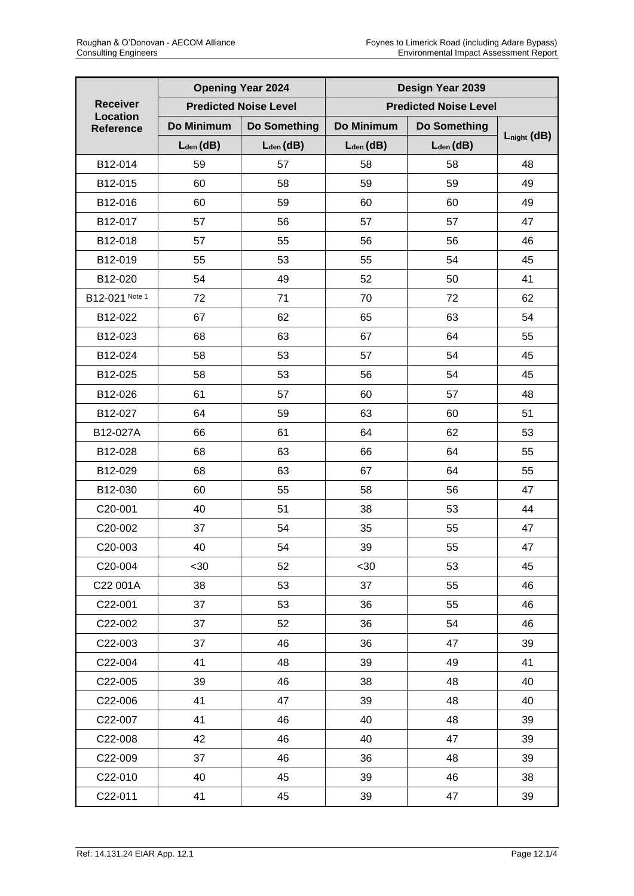| Receiver Location Reference | Opening Year 2024 | | Design Year 2039 | | |
|---|---|---|---|---|---|
| | Predicted Noise Level | | Predicted Noise Level | | |
| | Do Minimum | Do Something | Do Minimum | Do Something | $L_{night}$ (dB) |
| | $L_{den}$ (dB) | $L_{den}$ (dB) | $L_{den}$ (dB) | $L_{den}$ (dB) | |
| B12-014 | 59 | 57 | 58 | 58 | 48 |
| B12-015 | 60 | 58 | 59 | 59 | 49 |
| B12-016 | 60 | 59 | 60 | 60 | 49 |
| B12-017 | 57 | 56 | 57 | 57 | 47 |
| B12-018 | 57 | 55 | 56 | 56 | 46 |
| B12-019 | 55 | 53 | 55 | 54 | 45 |
| B12-020 | 54 | 49 | 52 | 50 | 41 |
| B12-021 Note 1 | 72 | 71 | 70 | 72 | 62 |
| B12-022 | 67 | 62 | 65 | 63 | 54 |
| B12-023 | 68 | 63 | 67 | 64 | 55 |
| B12-024 | 58 | 53 | 57 | 54 | 45 |
| B12-025 | 58 | 53 | 56 | 54 | 45 |
| B12-026 | 61 | 57 | 60 | 57 | 48 |
| B12-027 | 64 | 59 | 63 | 60 | 51 |
| B12-027A | 66 | 61 | 64 | 62 | 53 |
| B12-028 | 68 | 63 | 66 | 64 | 55 |
| B12-029 | 68 | 63 | 67 | 64 | 55 |
| B12-030 | 60 | 55 | 58 | 56 | 47 |
| C20-001 | 40 | 51 | 38 | 53 | 44 |
| C20-002 | 37 | 54 | 35 | 55 | 47 |
| C20-003 | 40 | 54 | 39 | 55 | 47 |
| C20-004 | <30 | 52 | <30 | 53 | 45 |
| C22 001A | 38 | 53 | 37 | 55 | 46 |
| C22-001 | 37 | 53 | 36 | 55 | 46 |
| C22-002 | 37 | 52 | 36 | 54 | 46 |
| C22-003 | 37 | 46 | 36 | 47 | 39 |
| C22-004 | 41 | 48 | 39 | 49 | 41 |
| C22-005 | 39 | 46 | 38 | 48 | 40 |
| C22-006 | 41 | 47 | 39 | 48 | 40 |
| C22-007 | 41 | 46 | 40 | 48 | 39 |
| C22-008 | 42 | 46 | 40 | 47 | 39 |
| C22-009 | 37 | 46 | 36 | 48 | 39 |
| C22-010 | 40 | 45 | 39 | 46 | 38 |
| C22-011 | 41 | 45 | 39 | 47 | 39 |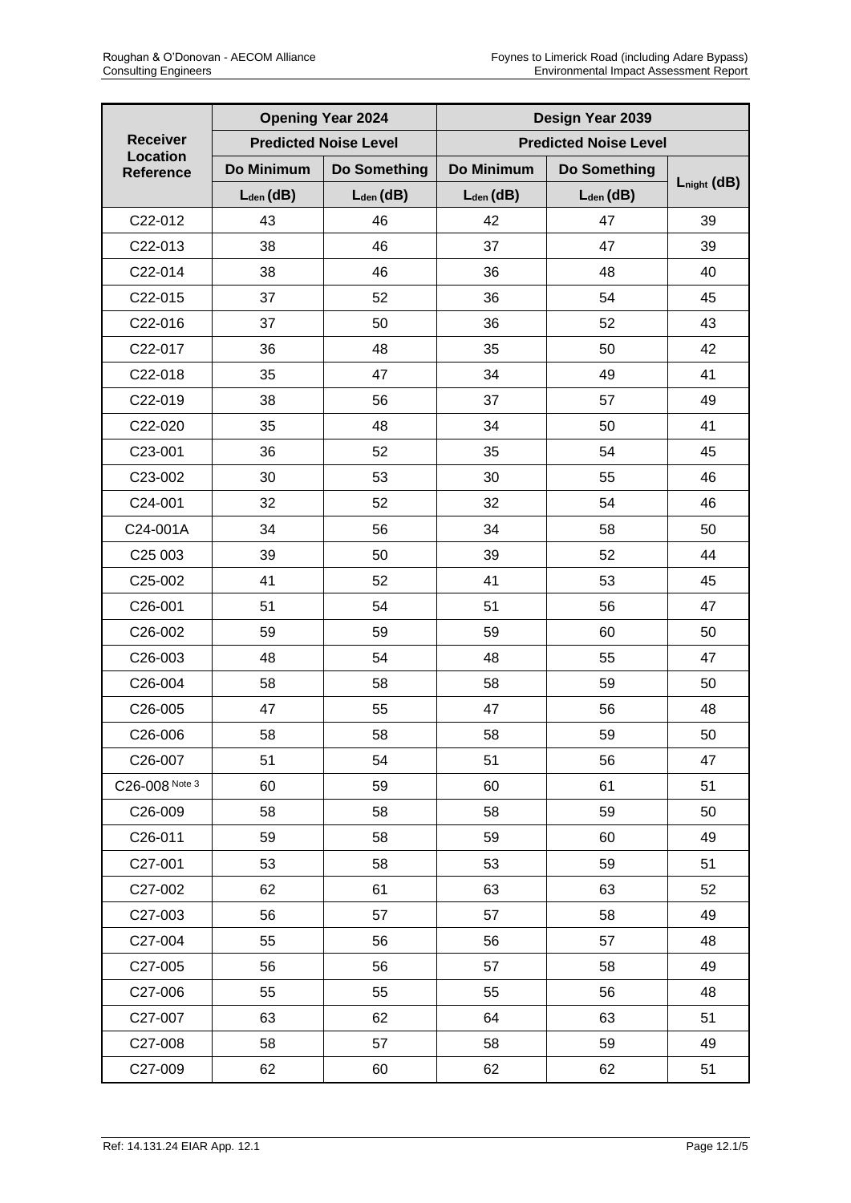| Receiver Location Reference | Opening Year 2024 | | Design Year 2039 | | |
|---|---|---|---|---|---|
| | Predicted Noise Level | | Predicted Noise Level | | |
| | Do Minimum | Do Something | Do Minimum | Do Something | $L_{night}$ (dB) |
| | $L_{den}$ (dB) | $L_{den}$ (dB) | $L_{den}$ (dB) | $L_{den}$ (dB) | |
| C22-012 | 43 | 46 | 42 | 47 | 39 |
| C22-013 | 38 | 46 | 37 | 47 | 39 |
| C22-014 | 38 | 46 | 36 | 48 | 40 |
| C22-015 | 37 | 52 | 36 | 54 | 45 |
| C22-016 | 37 | 50 | 36 | 52 | 43 |
| C22-017 | 36 | 48 | 35 | 50 | 42 |
| C22-018 | 35 | 47 | 34 | 49 | 41 |
| C22-019 | 38 | 56 | 37 | 57 | 49 |
| C22-020 | 35 | 48 | 34 | 50 | 41 |
| C23-001 | 36 | 52 | 35 | 54 | 45 |
| C23-002 | 30 | 53 | 30 | 55 | 46 |
| C24-001 | 32 | 52 | 32 | 54 | 46 |
| C24-001A | 34 | 56 | 34 | 58 | 50 |
| C25 003 | 39 | 50 | 39 | 52 | 44 |
| C25-002 | 41 | 52 | 41 | 53 | 45 |
| C26-001 | 51 | 54 | 51 | 56 | 47 |
| C26-002 | 59 | 59 | 59 | 60 | 50 |
| C26-003 | 48 | 54 | 48 | 55 | 47 |
| C26-004 | 58 | 58 | 58 | 59 | 50 |
| C26-005 | 47 | 55 | 47 | 56 | 48 |
| C26-006 | 58 | 58 | 58 | 59 | 50 |
| C26-007 | 51 | 54 | 51 | 56 | 47 |
| C26-008 Note 3 | 60 | 59 | 60 | 61 | 51 |
| C26-009 | 58 | 58 | 58 | 59 | 50 |
| C26-011 | 59 | 58 | 59 | 60 | 49 |
| C27-001 | 53 | 58 | 53 | 59 | 51 |
| C27-002 | 62 | 61 | 63 | 63 | 52 |
| C27-003 | 56 | 57 | 57 | 58 | 49 |
| C27-004 | 55 | 56 | 56 | 57 | 48 |
| C27-005 | 56 | 56 | 57 | 58 | 49 |
| C27-006 | 55 | 55 | 55 | 56 | 48 |
| C27-007 | 63 | 62 | 64 | 63 | 51 |
| C27-008 | 58 | 57 | 58 | 59 | 49 |
| C27-009 | 62 | 60 | 62 | 62 | 51 |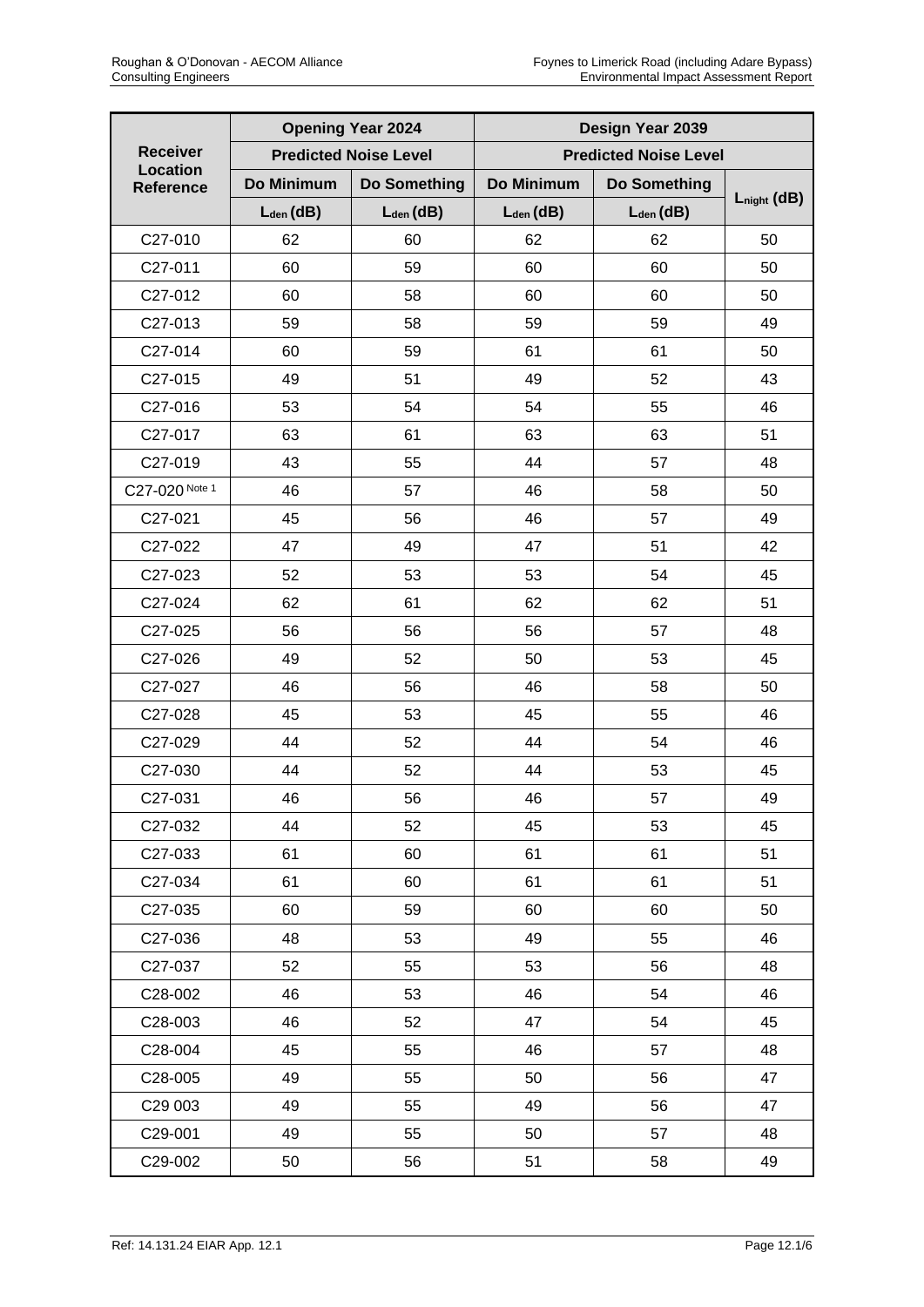| Receiver Location Reference | Opening Year 2024 | | Design Year 2039 | | |
|---|---|---|---|---|---|
| | Predicted Noise Level | | Predicted Noise Level | | |
| | Do Minimum | Do Something | Do Minimum | Do Something | $L_{night}$ (dB) |
| | $L_{den}$ (dB) | $L_{den}$ (dB) | $L_{den}$ (dB) | $L_{den}$ (dB) | |
| C27-010 | 62 | 60 | 62 | 62 | 50 |
| C27-011 | 60 | 59 | 60 | 60 | 50 |
| C27-012 | 60 | 58 | 60 | 60 | 50 |
| C27-013 | 59 | 58 | 59 | 59 | 49 |
| C27-014 | 60 | 59 | 61 | 61 | 50 |
| C27-015 | 49 | 51 | 49 | 52 | 43 |
| C27-016 | 53 | 54 | 54 | 55 | 46 |
| C27-017 | 63 | 61 | 63 | 63 | 51 |
| C27-019 | 43 | 55 | 44 | 57 | 48 |
| C27-020 Note 1 | 46 | 57 | 46 | 58 | 50 |
| C27-021 | 45 | 56 | 46 | 57 | 49 |
| C27-022 | 47 | 49 | 47 | 51 | 42 |
| C27-023 | 52 | 53 | 53 | 54 | 45 |
| C27-024 | 62 | 61 | 62 | 62 | 51 |
| C27-025 | 56 | 56 | 56 | 57 | 48 |
| C27-026 | 49 | 52 | 50 | 53 | 45 |
| C27-027 | 46 | 56 | 46 | 58 | 50 |
| C27-028 | 45 | 53 | 45 | 55 | 46 |
| C27-029 | 44 | 52 | 44 | 54 | 46 |
| C27-030 | 44 | 52 | 44 | 53 | 45 |
| C27-031 | 46 | 56 | 46 | 57 | 49 |
| C27-032 | 44 | 52 | 45 | 53 | 45 |
| C27-033 | 61 | 60 | 61 | 61 | 51 |
| C27-034 | 61 | 60 | 61 | 61 | 51 |
| C27-035 | 60 | 59 | 60 | 60 | 50 |
| C27-036 | 48 | 53 | 49 | 55 | 46 |
| C27-037 | 52 | 55 | 53 | 56 | 48 |
| C28-002 | 46 | 53 | 46 | 54 | 46 |
| C28-003 | 46 | 52 | 47 | 54 | 45 |
| C28-004 | 45 | 55 | 46 | 57 | 48 |
| C28-005 | 49 | 55 | 50 | 56 | 47 |
| C29 003 | 49 | 55 | 49 | 56 | 47 |
| C29-001 | 49 | 55 | 50 | 57 | 48 |
| C29-002 | 50 | 56 | 51 | 58 | 49 |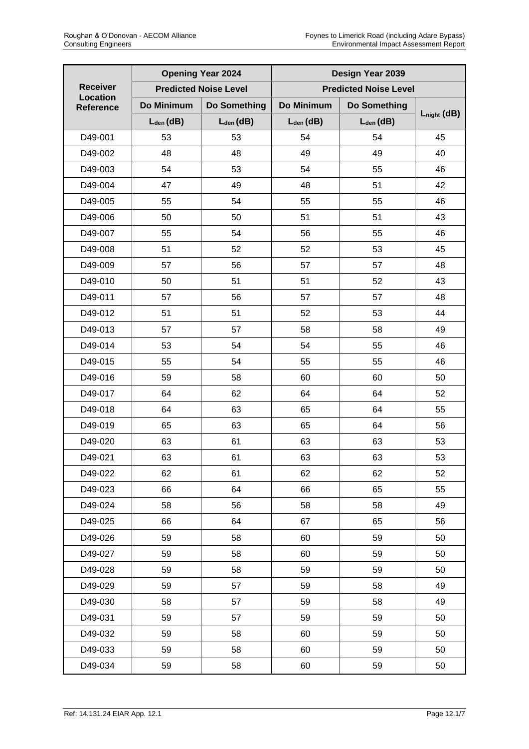| Receiver Location Reference | Opening Year 2024 | | Design Year 2039 | | |
|---|---|---|---|---|---|
| | Predicted Noise Level | | Predicted Noise Level | | |
| | Do Minimum | Do Something | Do Minimum | Do Something | $L_{night}$ (dB) |
| | $L_{den}$ (dB) | $L_{den}$ (dB) | $L_{den}$ (dB) | $L_{den}$ (dB) | |
| D49-001 | 53 | 53 | 54 | 54 | 45 |
| D49-002 | 48 | 48 | 49 | 49 | 40 |
| D49-003 | 54 | 53 | 54 | 55 | 46 |
| D49-004 | 47 | 49 | 48 | 51 | 42 |
| D49-005 | 55 | 54 | 55 | 55 | 46 |
| D49-006 | 50 | 50 | 51 | 51 | 43 |
| D49-007 | 55 | 54 | 56 | 55 | 46 |
| D49-008 | 51 | 52 | 52 | 53 | 45 |
| D49-009 | 57 | 56 | 57 | 57 | 48 |
| D49-010 | 50 | 51 | 51 | 52 | 43 |
| D49-011 | 57 | 56 | 57 | 57 | 48 |
| D49-012 | 51 | 51 | 52 | 53 | 44 |
| D49-013 | 57 | 57 | 58 | 58 | 49 |
| D49-014 | 53 | 54 | 54 | 55 | 46 |
| D49-015 | 55 | 54 | 55 | 55 | 46 |
| D49-016 | 59 | 58 | 60 | 60 | 50 |
| D49-017 | 64 | 62 | 64 | 64 | 52 |
| D49-018 | 64 | 63 | 65 | 64 | 55 |
| D49-019 | 65 | 63 | 65 | 64 | 56 |
| D49-020 | 63 | 61 | 63 | 63 | 53 |
| D49-021 | 63 | 61 | 63 | 63 | 53 |
| D49-022 | 62 | 61 | 62 | 62 | 52 |
| D49-023 | 66 | 64 | 66 | 65 | 55 |
| D49-024 | 58 | 56 | 58 | 58 | 49 |
| D49-025 | 66 | 64 | 67 | 65 | 56 |
| D49-026 | 59 | 58 | 60 | 59 | 50 |
| D49-027 | 59 | 58 | 60 | 59 | 50 |
| D49-028 | 59 | 58 | 59 | 59 | 50 |
| D49-029 | 59 | 57 | 59 | 58 | 49 |
| D49-030 | 58 | 57 | 59 | 58 | 49 |
| D49-031 | 59 | 57 | 59 | 59 | 50 |
| D49-032 | 59 | 58 | 60 | 59 | 50 |
| D49-033 | 59 | 58 | 60 | 59 | 50 |
| D49-034 | 59 | 58 | 60 | 59 | 50 |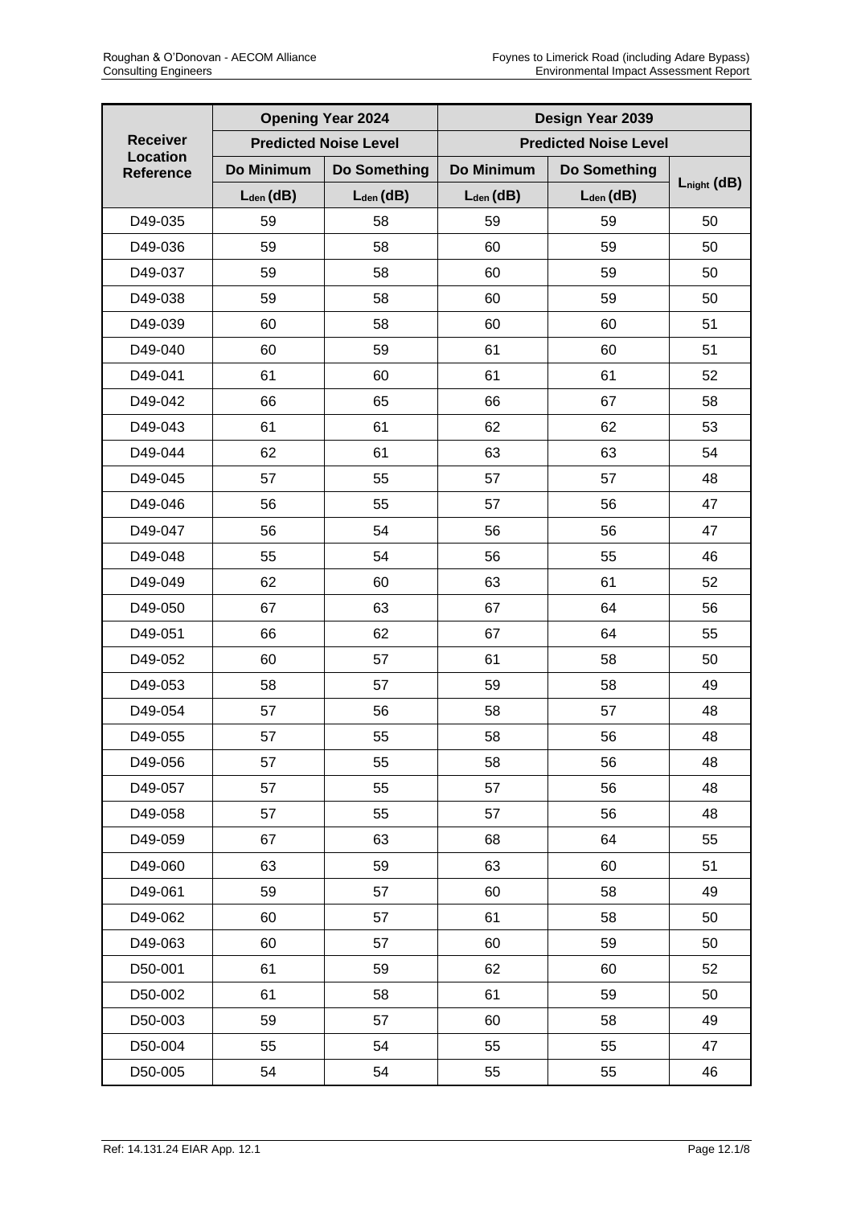| Receiver Location Reference | Opening Year 2024 | | Design Year 2039 | | |
|---|---|---|---|---|---|
| | Predicted Noise Level | | Predicted Noise Level | | |
| | Do Minimum | Do Something | Do Minimum | Do Something | $L_{night}$ (dB) |
| | $L_{den}$ (dB) | $L_{den}$ (dB) | $L_{den}$ (dB) | $L_{den}$ (dB) | |
| D49-035 | 59 | 58 | 59 | 59 | 50 |
| D49-036 | 59 | 58 | 60 | 59 | 50 |
| D49-037 | 59 | 58 | 60 | 59 | 50 |
| D49-038 | 59 | 58 | 60 | 59 | 50 |
| D49-039 | 60 | 58 | 60 | 60 | 51 |
| D49-040 | 60 | 59 | 61 | 60 | 51 |
| D49-041 | 61 | 60 | 61 | 61 | 52 |
| D49-042 | 66 | 65 | 66 | 67 | 58 |
| D49-043 | 61 | 61 | 62 | 62 | 53 |
| D49-044 | 62 | 61 | 63 | 63 | 54 |
| D49-045 | 57 | 55 | 57 | 57 | 48 |
| D49-046 | 56 | 55 | 57 | 56 | 47 |
| D49-047 | 56 | 54 | 56 | 56 | 47 |
| D49-048 | 55 | 54 | 56 | 55 | 46 |
| D49-049 | 62 | 60 | 63 | 61 | 52 |
| D49-050 | 67 | 63 | 67 | 64 | 56 |
| D49-051 | 66 | 62 | 67 | 64 | 55 |
| D49-052 | 60 | 57 | 61 | 58 | 50 |
| D49-053 | 58 | 57 | 59 | 58 | 49 |
| D49-054 | 57 | 56 | 58 | 57 | 48 |
| D49-055 | 57 | 55 | 58 | 56 | 48 |
| D49-056 | 57 | 55 | 58 | 56 | 48 |
| D49-057 | 57 | 55 | 57 | 56 | 48 |
| D49-058 | 57 | 55 | 57 | 56 | 48 |
| D49-059 | 67 | 63 | 68 | 64 | 55 |
| D49-060 | 63 | 59 | 63 | 60 | 51 |
| D49-061 | 59 | 57 | 60 | 58 | 49 |
| D49-062 | 60 | 57 | 61 | 58 | 50 |
| D49-063 | 60 | 57 | 60 | 59 | 50 |
| D50-001 | 61 | 59 | 62 | 60 | 52 |
| D50-002 | 61 | 58 | 61 | 59 | 50 |
| D50-003 | 59 | 57 | 60 | 58 | 49 |
| D50-004 | 55 | 54 | 55 | 55 | 47 |
| D50-005 | 54 | 54 | 55 | 55 | 46 |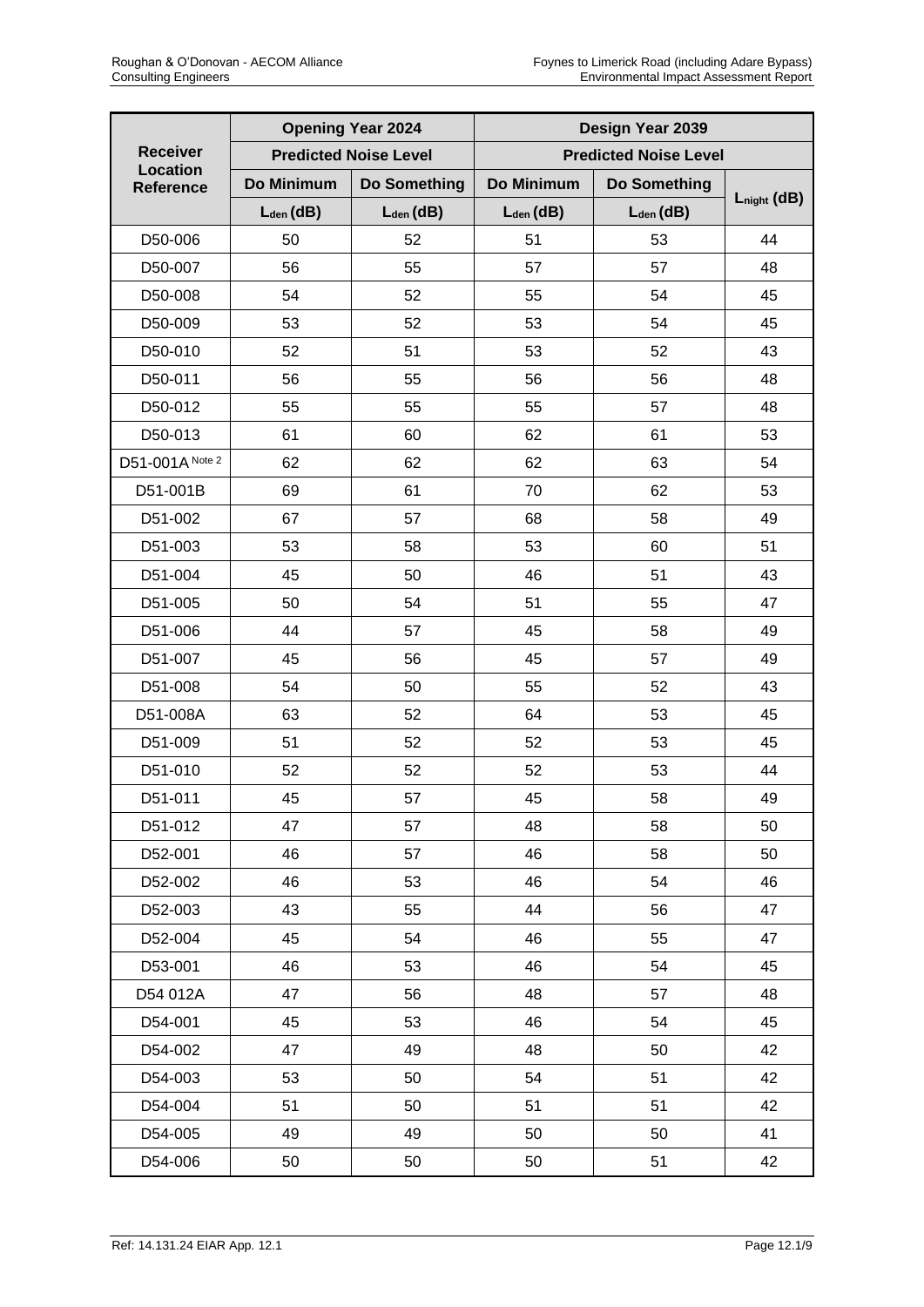| Receiver Location Reference | Opening Year 2024 | | Design Year 2039 | | |
|---|---|---|---|---|---|
| | Predicted Noise Level | | Predicted Noise Level | | |
| | Do Minimum | Do Something | Do Minimum | Do Something | $L_{night}$ (dB) |
| | $L_{den}$ (dB) | $L_{den}$ (dB) | $L_{den}$ (dB) | $L_{den}$ (dB) | |
| D50-006 | 50 | 52 | 51 | 53 | 44 |
| D50-007 | 56 | 55 | 57 | 57 | 48 |
| D50-008 | 54 | 52 | 55 | 54 | 45 |
| D50-009 | 53 | 52 | 53 | 54 | 45 |
| D50-010 | 52 | 51 | 53 | 52 | 43 |
| D50-011 | 56 | 55 | 56 | 56 | 48 |
| D50-012 | 55 | 55 | 55 | 57 | 48 |
| D50-013 | 61 | 60 | 62 | 61 | 53 |
| D51-001A Note 2 | 62 | 62 | 62 | 63 | 54 |
| D51-001B | 69 | 61 | 70 | 62 | 53 |
| D51-002 | 67 | 57 | 68 | 58 | 49 |
| D51-003 | 53 | 58 | 53 | 60 | 51 |
| D51-004 | 45 | 50 | 46 | 51 | 43 |
| D51-005 | 50 | 54 | 51 | 55 | 47 |
| D51-006 | 44 | 57 | 45 | 58 | 49 |
| D51-007 | 45 | 56 | 45 | 57 | 49 |
| D51-008 | 54 | 50 | 55 | 52 | 43 |
| D51-008A | 63 | 52 | 64 | 53 | 45 |
| D51-009 | 51 | 52 | 52 | 53 | 45 |
| D51-010 | 52 | 52 | 52 | 53 | 44 |
| D51-011 | 45 | 57 | 45 | 58 | 49 |
| D51-012 | 47 | 57 | 48 | 58 | 50 |
| D52-001 | 46 | 57 | 46 | 58 | 50 |
| D52-002 | 46 | 53 | 46 | 54 | 46 |
| D52-003 | 43 | 55 | 44 | 56 | 47 |
| D52-004 | 45 | 54 | 46 | 55 | 47 |
| D53-001 | 46 | 53 | 46 | 54 | 45 |
| D54 012A | 47 | 56 | 48 | 57 | 48 |
| D54-001 | 45 | 53 | 46 | 54 | 45 |
| D54-002 | 47 | 49 | 48 | 50 | 42 |
| D54-003 | 53 | 50 | 54 | 51 | 42 |
| D54-004 | 51 | 50 | 51 | 51 | 42 |
| D54-005 | 49 | 49 | 50 | 50 | 41 |
| D54-006 | 50 | 50 | 50 | 51 | 42 |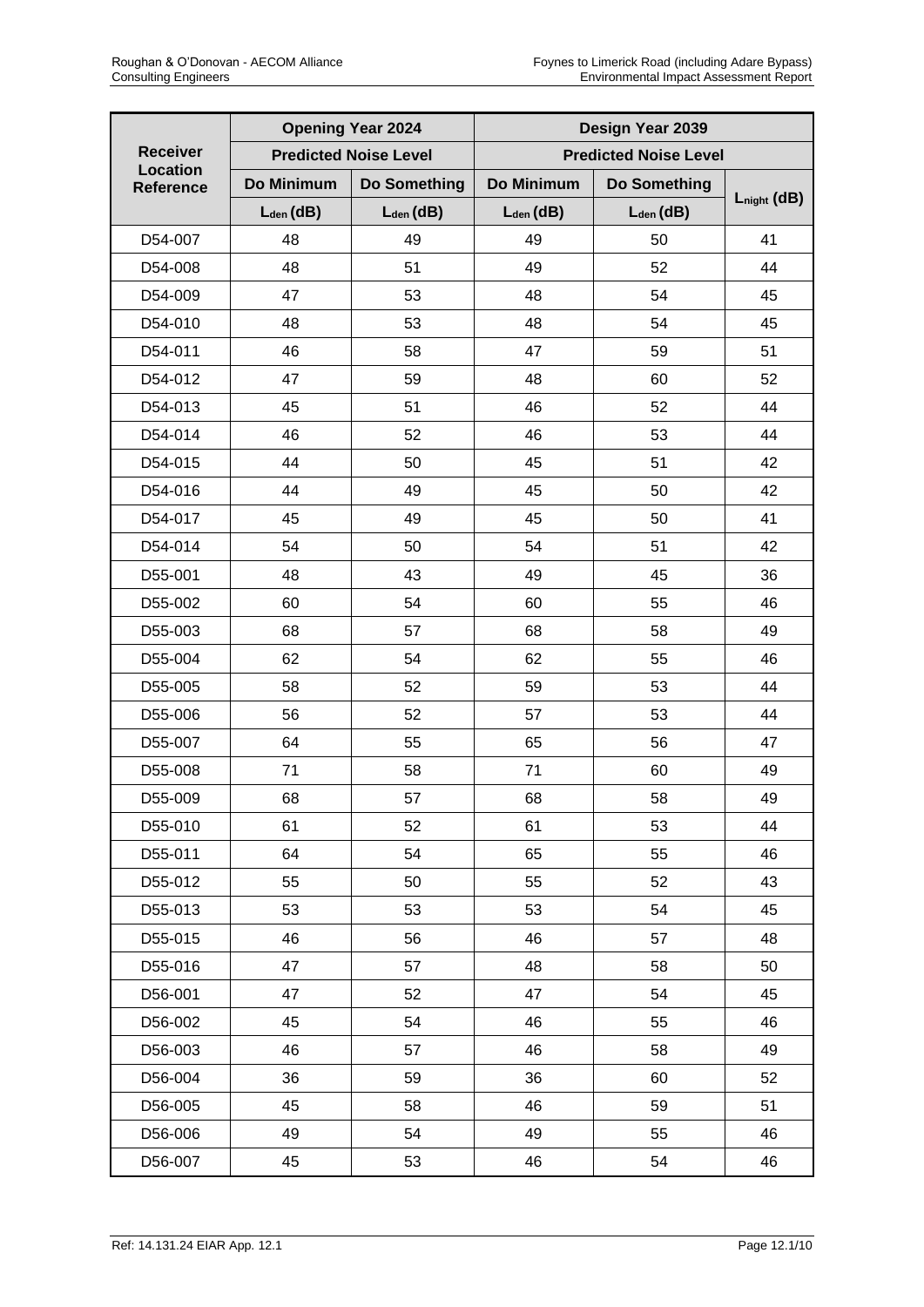| Receiver Location Reference | Opening Year 2024 | | Design Year 2039 | | |
|---|---|---|---|---|---|
| | Predicted Noise Level | | Predicted Noise Level | | |
| | Do Minimum | Do Something | Do Minimum | Do Something | $L_{night}$ (dB) |
| | $L_{den}$ (dB) | $L_{den}$ (dB) | $L_{den}$ (dB) | $L_{den}$ (dB) | |
| D54-007 | 48 | 49 | 49 | 50 | 41 |
| D54-008 | 48 | 51 | 49 | 52 | 44 |
| D54-009 | 47 | 53 | 48 | 54 | 45 |
| D54-010 | 48 | 53 | 48 | 54 | 45 |
| D54-011 | 46 | 58 | 47 | 59 | 51 |
| D54-012 | 47 | 59 | 48 | 60 | 52 |
| D54-013 | 45 | 51 | 46 | 52 | 44 |
| D54-014 | 46 | 52 | 46 | 53 | 44 |
| D54-015 | 44 | 50 | 45 | 51 | 42 |
| D54-016 | 44 | 49 | 45 | 50 | 42 |
| D54-017 | 45 | 49 | 45 | 50 | 41 |
| D54-014 | 54 | 50 | 54 | 51 | 42 |
| D55-001 | 48 | 43 | 49 | 45 | 36 |
| D55-002 | 60 | 54 | 60 | 55 | 46 |
| D55-003 | 68 | 57 | 68 | 58 | 49 |
| D55-004 | 62 | 54 | 62 | 55 | 46 |
| D55-005 | 58 | 52 | 59 | 53 | 44 |
| D55-006 | 56 | 52 | 57 | 53 | 44 |
| D55-007 | 64 | 55 | 65 | 56 | 47 |
| D55-008 | 71 | 58 | 71 | 60 | 49 |
| D55-009 | 68 | 57 | 68 | 58 | 49 |
| D55-010 | 61 | 52 | 61 | 53 | 44 |
| D55-011 | 64 | 54 | 65 | 55 | 46 |
| D55-012 | 55 | 50 | 55 | 52 | 43 |
| D55-013 | 53 | 53 | 53 | 54 | 45 |
| D55-015 | 46 | 56 | 46 | 57 | 48 |
| D55-016 | 47 | 57 | 48 | 58 | 50 |
| D56-001 | 47 | 52 | 47 | 54 | 45 |
| D56-002 | 45 | 54 | 46 | 55 | 46 |
| D56-003 | 46 | 57 | 46 | 58 | 49 |
| D56-004 | 36 | 59 | 36 | 60 | 52 |
| D56-005 | 45 | 58 | 46 | 59 | 51 |
| D56-006 | 49 | 54 | 49 | 55 | 46 |
| D56-007 | 45 | 53 | 46 | 54 | 46 |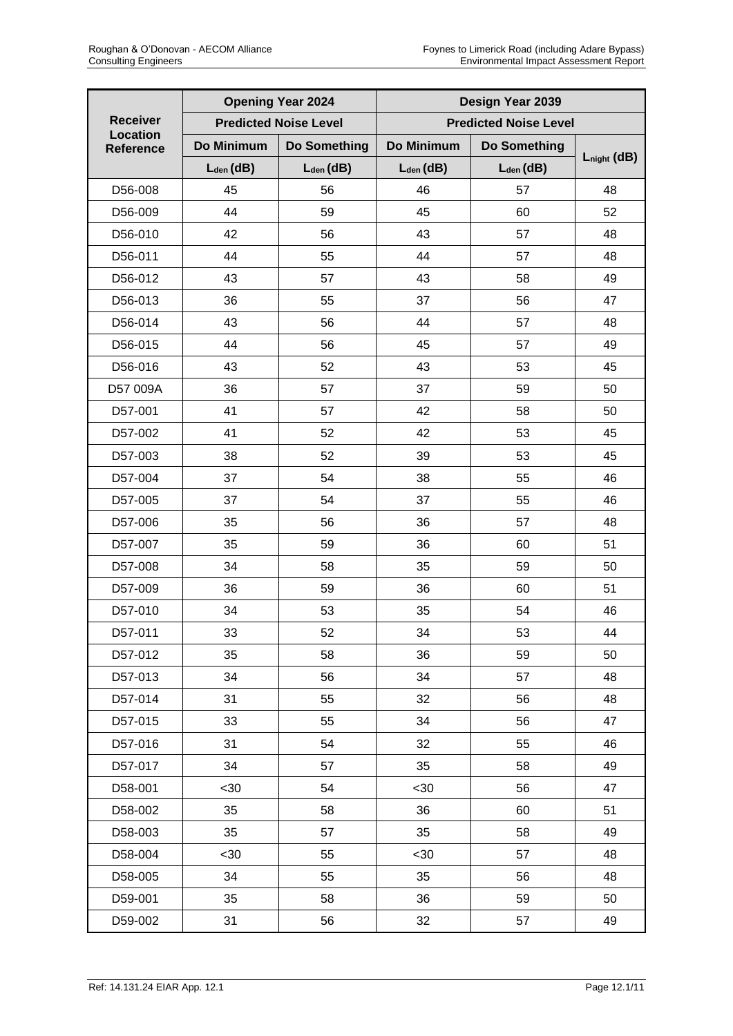| Receiver Location Reference | Opening Year 2024 | | Design Year 2039 | | |
|---|---|---|---|---|---|
| | Predicted Noise Level | | Predicted Noise Level | | |
| | Do Minimum | Do Something | Do Minimum | Do Something | $L_{night}$ (dB) |
| | $L_{den}$ (dB) | $L_{den}$ (dB) | $L_{den}$ (dB) | $L_{den}$ (dB) | |
| D56-008 | 45 | 56 | 46 | 57 | 48 |
| D56-009 | 44 | 59 | 45 | 60 | 52 |
| D56-010 | 42 | 56 | 43 | 57 | 48 |
| D56-011 | 44 | 55 | 44 | 57 | 48 |
| D56-012 | 43 | 57 | 43 | 58 | 49 |
| D56-013 | 36 | 55 | 37 | 56 | 47 |
| D56-014 | 43 | 56 | 44 | 57 | 48 |
| D56-015 | 44 | 56 | 45 | 57 | 49 |
| D56-016 | 43 | 52 | 43 | 53 | 45 |
| D57 009A | 36 | 57 | 37 | 59 | 50 |
| D57-001 | 41 | 57 | 42 | 58 | 50 |
| D57-002 | 41 | 52 | 42 | 53 | 45 |
| D57-003 | 38 | 52 | 39 | 53 | 45 |
| D57-004 | 37 | 54 | 38 | 55 | 46 |
| D57-005 | 37 | 54 | 37 | 55 | 46 |
| D57-006 | 35 | 56 | 36 | 57 | 48 |
| D57-007 | 35 | 59 | 36 | 60 | 51 |
| D57-008 | 34 | 58 | 35 | 59 | 50 |
| D57-009 | 36 | 59 | 36 | 60 | 51 |
| D57-010 | 34 | 53 | 35 | 54 | 46 |
| D57-011 | 33 | 52 | 34 | 53 | 44 |
| D57-012 | 35 | 58 | 36 | 59 | 50 |
| D57-013 | 34 | 56 | 34 | 57 | 48 |
| D57-014 | 31 | 55 | 32 | 56 | 48 |
| D57-015 | 33 | 55 | 34 | 56 | 47 |
| D57-016 | 31 | 54 | 32 | 55 | 46 |
| D57-017 | 34 | 57 | 35 | 58 | 49 |
| D58-001 | <30 | 54 | <30 | 56 | 47 |
| D58-002 | 35 | 58 | 36 | 60 | 51 |
| D58-003 | 35 | 57 | 35 | 58 | 49 |
| D58-004 | <30 | 55 | <30 | 57 | 48 |
| D58-005 | 34 | 55 | 35 | 56 | 48 |
| D59-001 | 35 | 58 | 36 | 59 | 50 |
| D59-002 | 31 | 56 | 32 | 57 | 49 |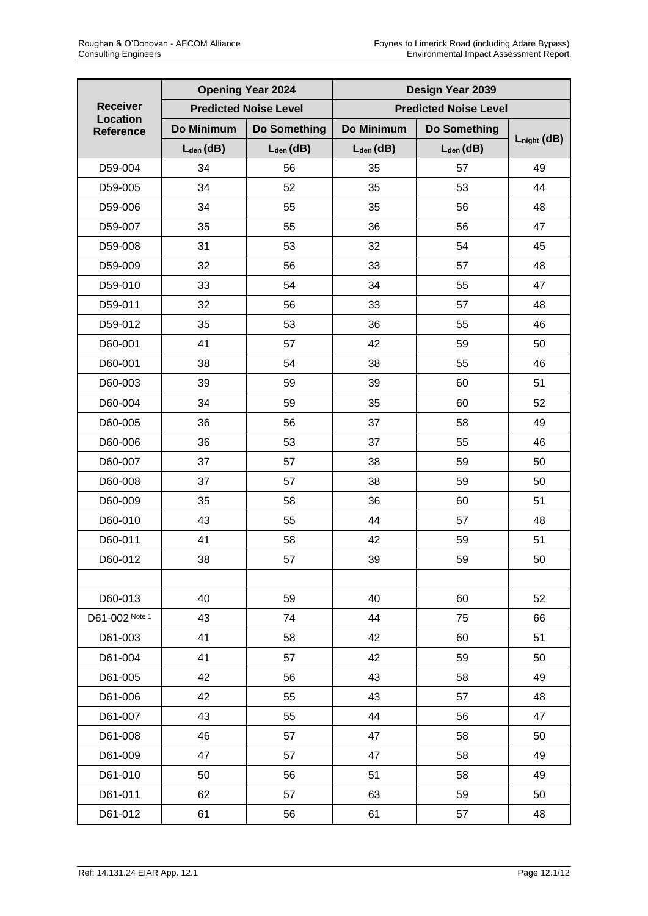| Receiver Location Reference | Opening Year 2024 | | Design Year 2039 | | |
|---|---|---|---|---|---|
| | Predicted Noise Level | | Predicted Noise Level | | |
| | Do Minimum | Do Something | Do Minimum | Do Something | $L_{night}$ (dB) |
| | $L_{den}$ (dB) | $L_{den}$ (dB) | $L_{den}$ (dB) | $L_{den}$ (dB) | |
| D59-004 | 34 | 56 | 35 | 57 | 49 |
| D59-005 | 34 | 52 | 35 | 53 | 44 |
| D59-006 | 34 | 55 | 35 | 56 | 48 |
| D59-007 | 35 | 55 | 36 | 56 | 47 |
| D59-008 | 31 | 53 | 32 | 54 | 45 |
| D59-009 | 32 | 56 | 33 | 57 | 48 |
| D59-010 | 33 | 54 | 34 | 55 | 47 |
| D59-011 | 32 | 56 | 33 | 57 | 48 |
| D59-012 | 35 | 53 | 36 | 55 | 46 |
| D60-001 | 41 | 57 | 42 | 59 | 50 |
| D60-001 | 38 | 54 | 38 | 55 | 46 |
| D60-003 | 39 | 59 | 39 | 60 | 51 |
| D60-004 | 34 | 59 | 35 | 60 | 52 |
| D60-005 | 36 | 56 | 37 | 58 | 49 |
| D60-006 | 36 | 53 | 37 | 55 | 46 |
| D60-007 | 37 | 57 | 38 | 59 | 50 |
| D60-008 | 37 | 57 | 38 | 59 | 50 |
| D60-009 | 35 | 58 | 36 | 60 | 51 |
| D60-010 | 43 | 55 | 44 | 57 | 48 |
| D60-011 | 41 | 58 | 42 | 59 | 51 |
| D60-012 | 38 | 57 | 39 | 59 | 50 |
| | | | | | |
| D60-013 | 40 | 59 | 40 | 60 | 52 |
| D61-002 Note 1 | 43 | 74 | 44 | 75 | 66 |
| D61-003 | 41 | 58 | 42 | 60 | 51 |
| D61-004 | 41 | 57 | 42 | 59 | 50 |
| D61-005 | 42 | 56 | 43 | 58 | 49 |
| D61-006 | 42 | 55 | 43 | 57 | 48 |
| D61-007 | 43 | 55 | 44 | 56 | 47 |
| D61-008 | 46 | 57 | 47 | 58 | 50 |
| D61-009 | 47 | 57 | 47 | 58 | 49 |
| D61-010 | 50 | 56 | 51 | 58 | 49 |
| D61-011 | 62 | 57 | 63 | 59 | 50 |
| D61-012 | 61 | 56 | 61 | 57 | 48 |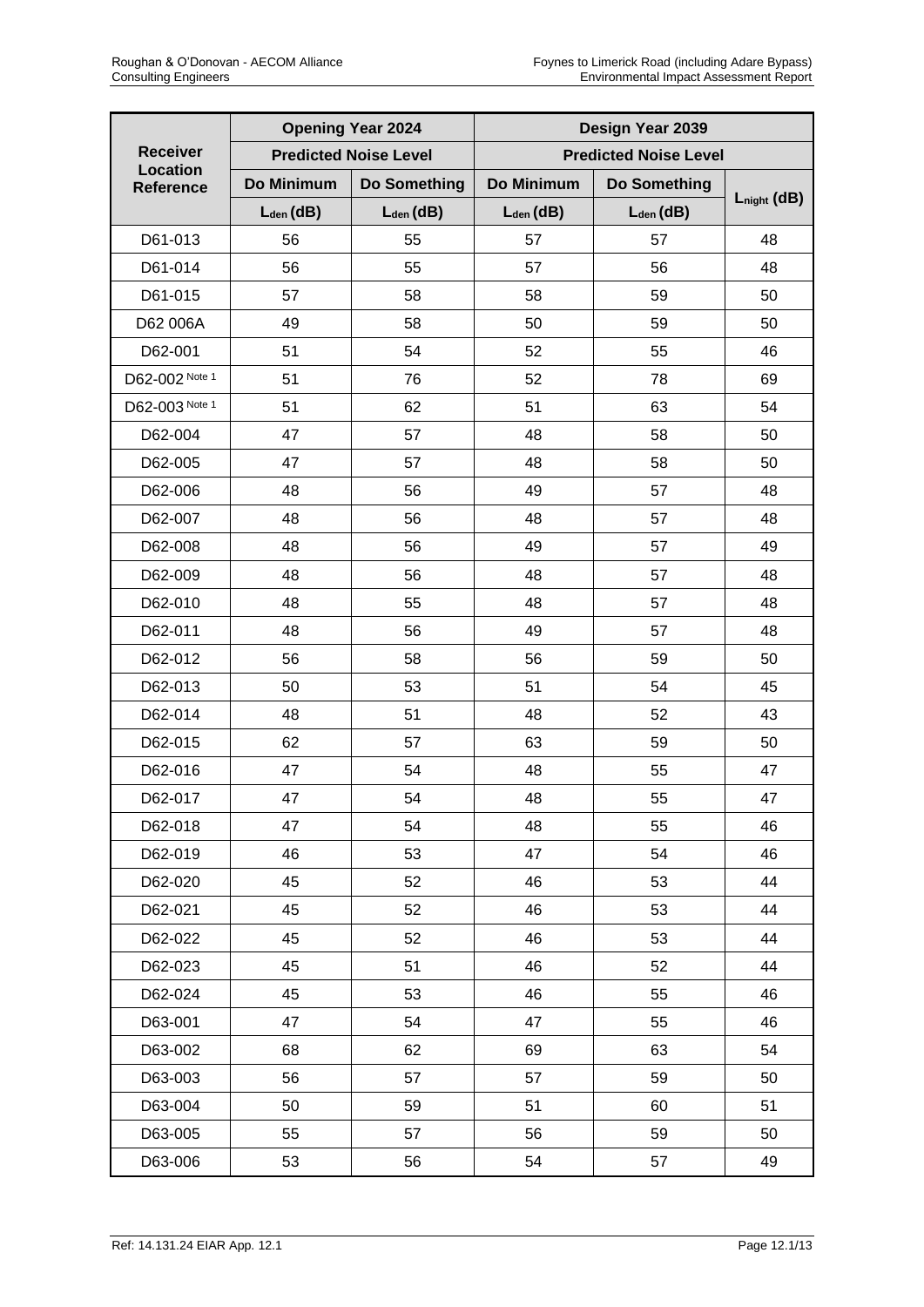| Receiver Location Reference | Opening Year 2024 | | Design Year 2039 | | |
|---|---|---|---|---|---|
| | Predicted Noise Level | | Predicted Noise Level | | |
| | Do Minimum | Do Something | Do Minimum | Do Something | $L_{night}$ (dB) |
| | $L_{den}$ (dB) | $L_{den}$ (dB) | $L_{den}$ (dB) | $L_{den}$ (dB) | |
| D61-013 | 56 | 55 | 57 | 57 | 48 |
| D61-014 | 56 | 55 | 57 | 56 | 48 |
| D61-015 | 57 | 58 | 58 | 59 | 50 |
| D62 006A | 49 | 58 | 50 | 59 | 50 |
| D62-001 | 51 | 54 | 52 | 55 | 46 |
| D62-002 Note 1 | 51 | 76 | 52 | 78 | 69 |
| D62-003 Note 1 | 51 | 62 | 51 | 63 | 54 |
| D62-004 | 47 | 57 | 48 | 58 | 50 |
| D62-005 | 47 | 57 | 48 | 58 | 50 |
| D62-006 | 48 | 56 | 49 | 57 | 48 |
| D62-007 | 48 | 56 | 48 | 57 | 48 |
| D62-008 | 48 | 56 | 49 | 57 | 49 |
| D62-009 | 48 | 56 | 48 | 57 | 48 |
| D62-010 | 48 | 55 | 48 | 57 | 48 |
| D62-011 | 48 | 56 | 49 | 57 | 48 |
| D62-012 | 56 | 58 | 56 | 59 | 50 |
| D62-013 | 50 | 53 | 51 | 54 | 45 |
| D62-014 | 48 | 51 | 48 | 52 | 43 |
| D62-015 | 62 | 57 | 63 | 59 | 50 |
| D62-016 | 47 | 54 | 48 | 55 | 47 |
| D62-017 | 47 | 54 | 48 | 55 | 47 |
| D62-018 | 47 | 54 | 48 | 55 | 46 |
| D62-019 | 46 | 53 | 47 | 54 | 46 |
| D62-020 | 45 | 52 | 46 | 53 | 44 |
| D62-021 | 45 | 52 | 46 | 53 | 44 |
| D62-022 | 45 | 52 | 46 | 53 | 44 |
| D62-023 | 45 | 51 | 46 | 52 | 44 |
| D62-024 | 45 | 53 | 46 | 55 | 46 |
| D63-001 | 47 | 54 | 47 | 55 | 46 |
| D63-002 | 68 | 62 | 69 | 63 | 54 |
| D63-003 | 56 | 57 | 57 | 59 | 50 |
| D63-004 | 50 | 59 | 51 | 60 | 51 |
| D63-005 | 55 | 57 | 56 | 59 | 50 |
| D63-006 | 53 | 56 | 54 | 57 | 49 |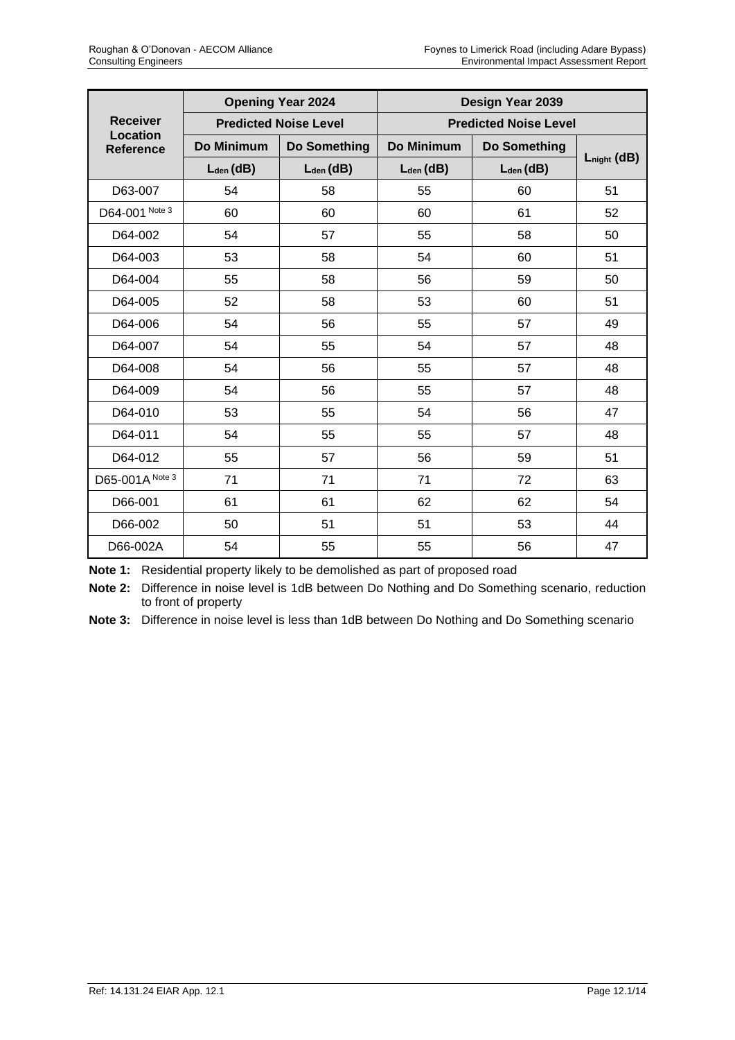| Receiver Location Reference | Opening Year 2024 | | Design Year 2039 | | |
|---|---|---|---|---|---|
| | Predicted Noise Level | | Predicted Noise Level | | |
| | Do Minimum | Do Something | Do Minimum | Do Something | $L_{night}$ (dB) |
| | $L_{den}$ (dB) | $L_{den}$ (dB) | $L_{den}$ (dB) | $L_{den}$ (dB) | |
| D63-007 | 54 | 58 | 55 | 60 | 51 |
| D64-001 Note 3 | 60 | 60 | 60 | 61 | 52 |
| D64-002 | 54 | 57 | 55 | 58 | 50 |
| D64-003 | 53 | 58 | 54 | 60 | 51 |
| D64-004 | 55 | 58 | 56 | 59 | 50 |
| D64-005 | 52 | 58 | 53 | 60 | 51 |
| D64-006 | 54 | 56 | 55 | 57 | 49 |
| D64-007 | 54 | 55 | 54 | 57 | 48 |
| D64-008 | 54 | 56 | 55 | 57 | 48 |
| D64-009 | 54 | 56 | 55 | 57 | 48 |
| D64-010 | 53 | 55 | 54 | 56 | 47 |
| D64-011 | 54 | 55 | 55 | 57 | 48 |
| D64-012 | 55 | 57 | 56 | 59 | 51 |
| D65-001A Note 3 | 71 | 71 | 71 | 72 | 63 |
| D66-001 | 61 | 61 | 62 | 62 | 54 |
| D66-002 | 50 | 51 | 51 | 53 | 44 |
| D66-002A | 54 | 55 | 55 | 56 | 47 |

**Note 1:** Residential property likely to be demolished as part of proposed road

**Note 2:** Difference in noise level is 1dB between Do Nothing and Do Something scenario, reduction to front of property

**Note 3:** Difference in noise level is less than 1dB between Do Nothing and Do Something scenario